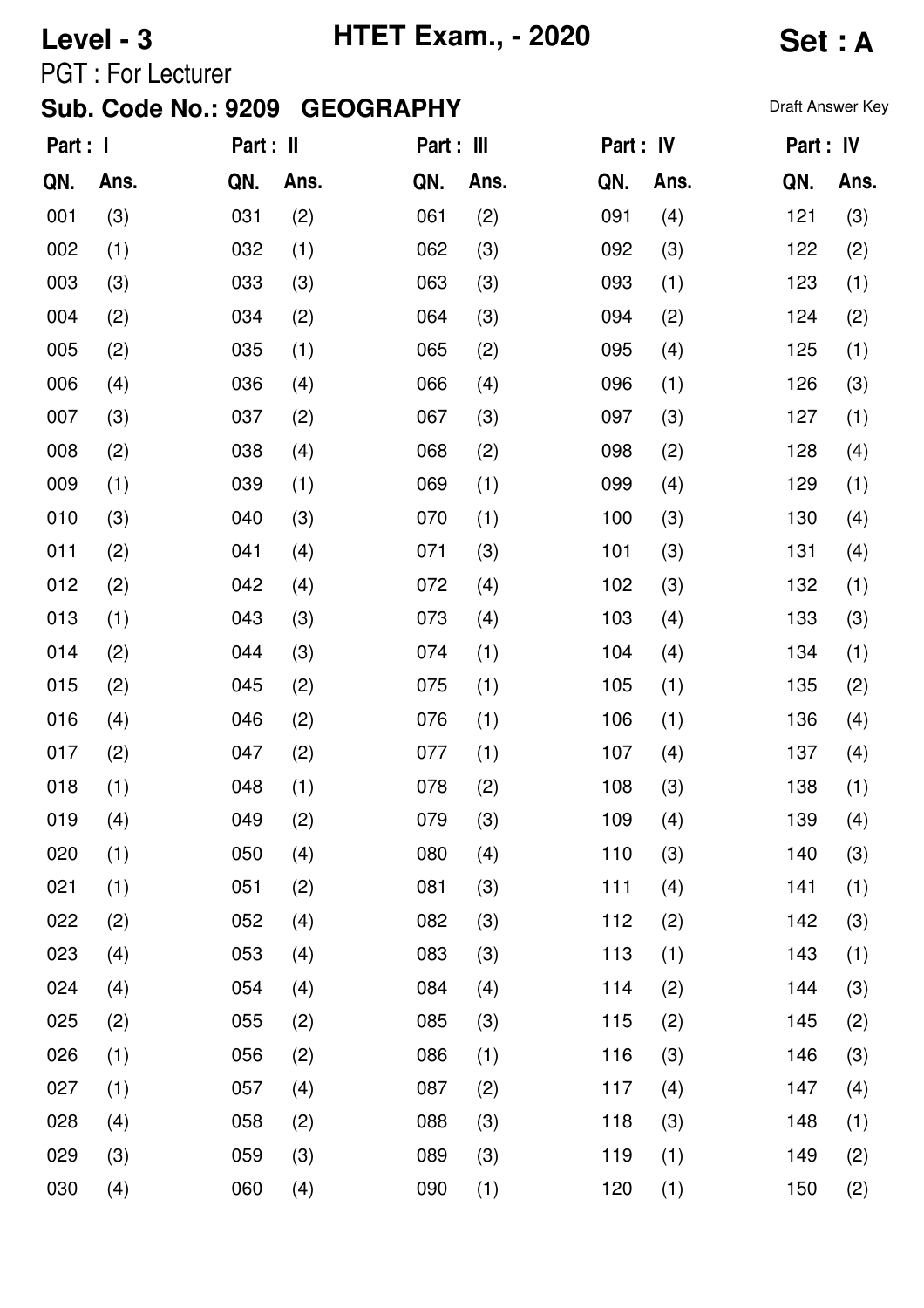**Level - 3** **HTET Exam., - 2020** **Set : A**

PGT : For Lecturer

**Sub. Code No.: 9209 GEOGRAPHY**

Draft Answer Key

| Part : I | | Part : II | | Part : III | | Part : IV | | Part : IV | |
|---|---|---|---|---|---|---|---|---|---|
| **QN.** | **Ans.** | **QN.** | **Ans.** | **QN.** | **Ans.** | **QN.** | **Ans.** | **QN.** | **Ans.** |
| 001 | (3) | 031 | (2) | 061 | (2) | 091 | (4) | 121 | (3) |
| 002 | (1) | 032 | (1) | 062 | (3) | 092 | (3) | 122 | (2) |
| 003 | (3) | 033 | (3) | 063 | (3) | 093 | (1) | 123 | (1) |
| 004 | (2) | 034 | (2) | 064 | (3) | 094 | (2) | 124 | (2) |
| 005 | (2) | 035 | (1) | 065 | (2) | 095 | (4) | 125 | (1) |
| 006 | (4) | 036 | (4) | 066 | (4) | 096 | (1) | 126 | (3) |
| 007 | (3) | 037 | (2) | 067 | (3) | 097 | (3) | 127 | (1) |
| 008 | (2) | 038 | (4) | 068 | (2) | 098 | (2) | 128 | (4) |
| 009 | (1) | 039 | (1) | 069 | (1) | 099 | (4) | 129 | (1) |
| 010 | (3) | 040 | (3) | 070 | (1) | 100 | (3) | 130 | (4) |
| 011 | (2) | 041 | (4) | 071 | (3) | 101 | (3) | 131 | (4) |
| 012 | (2) | 042 | (4) | 072 | (4) | 102 | (3) | 132 | (1) |
| 013 | (1) | 043 | (3) | 073 | (4) | 103 | (4) | 133 | (3) |
| 014 | (2) | 044 | (3) | 074 | (1) | 104 | (4) | 134 | (1) |
| 015 | (2) | 045 | (2) | 075 | (1) | 105 | (1) | 135 | (2) |
| 016 | (4) | 046 | (2) | 076 | (1) | 106 | (1) | 136 | (4) |
| 017 | (2) | 047 | (2) | 077 | (1) | 107 | (4) | 137 | (4) |
| 018 | (1) | 048 | (1) | 078 | (2) | 108 | (3) | 138 | (1) |
| 019 | (4) | 049 | (2) | 079 | (3) | 109 | (4) | 139 | (4) |
| 020 | (1) | 050 | (4) | 080 | (4) | 110 | (3) | 140 | (3) |
| 021 | (1) | 051 | (2) | 081 | (3) | 111 | (4) | 141 | (1) |
| 022 | (2) | 052 | (4) | 082 | (3) | 112 | (2) | 142 | (3) |
| 023 | (4) | 053 | (4) | 083 | (3) | 113 | (1) | 143 | (1) |
| 024 | (4) | 054 | (4) | 084 | (4) | 114 | (2) | 144 | (3) |
| 025 | (2) | 055 | (2) | 085 | (3) | 115 | (2) | 145 | (2) |
| 026 | (1) | 056 | (2) | 086 | (1) | 116 | (3) | 146 | (3) |
| 027 | (1) | 057 | (4) | 087 | (2) | 117 | (4) | 147 | (4) |
| 028 | (4) | 058 | (2) | 088 | (3) | 118 | (3) | 148 | (1) |
| 029 | (3) | 059 | (3) | 089 | (3) | 119 | (1) | 149 | (2) |
| 030 | (4) | 060 | (4) | 090 | (1) | 120 | (1) | 150 | (2) |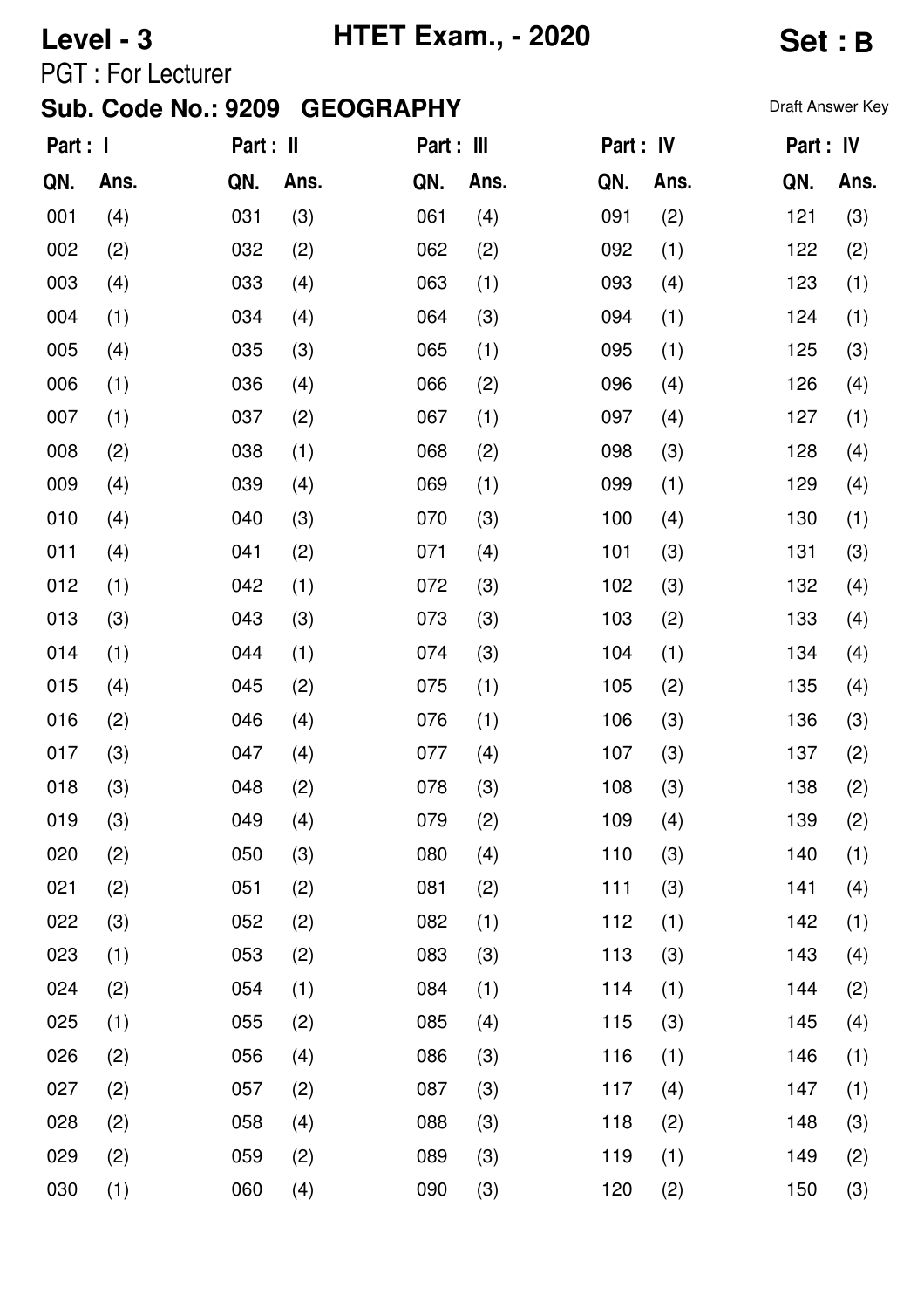**Level - 3** **HTET Exam., - 2020** **Set : B**

PGT : For Lecturer

**Sub. Code No.: 9209 GEOGRAPHY**

Draft Answer Key

| Part : I | | Part : II | | Part : III | | Part : IV | | Part : IV | |
|---|---|---|---|---|---|---|---|---|---|
| **QN.** | **Ans.** | **QN.** | **Ans.** | **QN.** | **Ans.** | **QN.** | **Ans.** | **QN.** | **Ans.** |
| 001 | (4) | 031 | (3) | 061 | (4) | 091 | (2) | 121 | (3) |
| 002 | (2) | 032 | (2) | 062 | (2) | 092 | (1) | 122 | (2) |
| 003 | (4) | 033 | (4) | 063 | (1) | 093 | (4) | 123 | (1) |
| 004 | (1) | 034 | (4) | 064 | (3) | 094 | (1) | 124 | (1) |
| 005 | (4) | 035 | (3) | 065 | (1) | 095 | (1) | 125 | (3) |
| 006 | (1) | 036 | (4) | 066 | (2) | 096 | (4) | 126 | (4) |
| 007 | (1) | 037 | (2) | 067 | (1) | 097 | (4) | 127 | (1) |
| 008 | (2) | 038 | (1) | 068 | (2) | 098 | (3) | 128 | (4) |
| 009 | (4) | 039 | (4) | 069 | (1) | 099 | (1) | 129 | (4) |
| 010 | (4) | 040 | (3) | 070 | (3) | 100 | (4) | 130 | (1) |
| 011 | (4) | 041 | (2) | 071 | (4) | 101 | (3) | 131 | (3) |
| 012 | (1) | 042 | (1) | 072 | (3) | 102 | (3) | 132 | (4) |
| 013 | (3) | 043 | (3) | 073 | (3) | 103 | (2) | 133 | (4) |
| 014 | (1) | 044 | (1) | 074 | (3) | 104 | (1) | 134 | (4) |
| 015 | (4) | 045 | (2) | 075 | (1) | 105 | (2) | 135 | (4) |
| 016 | (2) | 046 | (4) | 076 | (1) | 106 | (3) | 136 | (3) |
| 017 | (3) | 047 | (4) | 077 | (4) | 107 | (3) | 137 | (2) |
| 018 | (3) | 048 | (2) | 078 | (3) | 108 | (3) | 138 | (2) |
| 019 | (3) | 049 | (4) | 079 | (2) | 109 | (4) | 139 | (2) |
| 020 | (2) | 050 | (3) | 080 | (4) | 110 | (3) | 140 | (1) |
| 021 | (2) | 051 | (2) | 081 | (2) | 111 | (3) | 141 | (4) |
| 022 | (3) | 052 | (2) | 082 | (1) | 112 | (1) | 142 | (1) |
| 023 | (1) | 053 | (2) | 083 | (3) | 113 | (3) | 143 | (4) |
| 024 | (2) | 054 | (1) | 084 | (1) | 114 | (1) | 144 | (2) |
| 025 | (1) | 055 | (2) | 085 | (4) | 115 | (3) | 145 | (4) |
| 026 | (2) | 056 | (4) | 086 | (3) | 116 | (1) | 146 | (1) |
| 027 | (2) | 057 | (2) | 087 | (3) | 117 | (4) | 147 | (1) |
| 028 | (2) | 058 | (4) | 088 | (3) | 118 | (2) | 148 | (3) |
| 029 | (2) | 059 | (2) | 089 | (3) | 119 | (1) | 149 | (2) |
| 030 | (1) | 060 | (4) | 090 | (3) | 120 | (2) | 150 | (3) |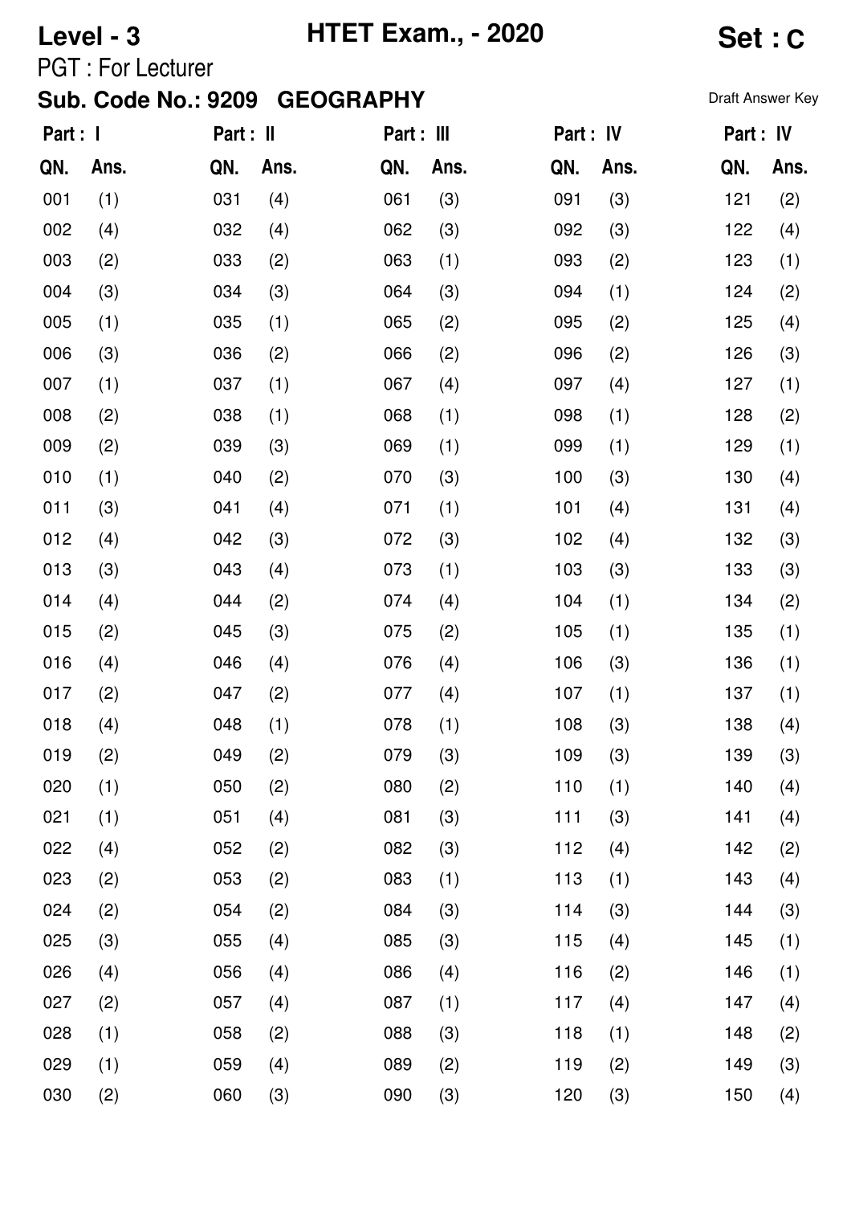**Level - 3** **HTET Exam., - 2020** **Set : C**

PGT : For Lecturer

**Sub. Code No.: 9209 GEOGRAPHY**

Draft Answer Key

| Part : I | | Part : II | | Part : III | | Part : IV | | Part : IV | |
|---|---|---|---|---|---|---|---|---|---|
| **QN.** | **Ans.** | **QN.** | **Ans.** | **QN.** | **Ans.** | **QN.** | **Ans.** | **QN.** | **Ans.** |
| 001 | (1) | 031 | (4) | 061 | (3) | 091 | (3) | 121 | (2) |
| 002 | (4) | 032 | (4) | 062 | (3) | 092 | (3) | 122 | (4) |
| 003 | (2) | 033 | (2) | 063 | (1) | 093 | (2) | 123 | (1) |
| 004 | (3) | 034 | (3) | 064 | (3) | 094 | (1) | 124 | (2) |
| 005 | (1) | 035 | (1) | 065 | (2) | 095 | (2) | 125 | (4) |
| 006 | (3) | 036 | (2) | 066 | (2) | 096 | (2) | 126 | (3) |
| 007 | (1) | 037 | (1) | 067 | (4) | 097 | (4) | 127 | (1) |
| 008 | (2) | 038 | (1) | 068 | (1) | 098 | (1) | 128 | (2) |
| 009 | (2) | 039 | (3) | 069 | (1) | 099 | (1) | 129 | (1) |
| 010 | (1) | 040 | (2) | 070 | (3) | 100 | (3) | 130 | (4) |
| 011 | (3) | 041 | (4) | 071 | (1) | 101 | (4) | 131 | (4) |
| 012 | (4) | 042 | (3) | 072 | (3) | 102 | (4) | 132 | (3) |
| 013 | (3) | 043 | (4) | 073 | (1) | 103 | (3) | 133 | (3) |
| 014 | (4) | 044 | (2) | 074 | (4) | 104 | (1) | 134 | (2) |
| 015 | (2) | 045 | (3) | 075 | (2) | 105 | (1) | 135 | (1) |
| 016 | (4) | 046 | (4) | 076 | (4) | 106 | (3) | 136 | (1) |
| 017 | (2) | 047 | (2) | 077 | (4) | 107 | (1) | 137 | (1) |
| 018 | (4) | 048 | (1) | 078 | (1) | 108 | (3) | 138 | (4) |
| 019 | (2) | 049 | (2) | 079 | (3) | 109 | (3) | 139 | (3) |
| 020 | (1) | 050 | (2) | 080 | (2) | 110 | (1) | 140 | (4) |
| 021 | (1) | 051 | (4) | 081 | (3) | 111 | (3) | 141 | (4) |
| 022 | (4) | 052 | (2) | 082 | (3) | 112 | (4) | 142 | (2) |
| 023 | (2) | 053 | (2) | 083 | (1) | 113 | (1) | 143 | (4) |
| 024 | (2) | 054 | (2) | 084 | (3) | 114 | (3) | 144 | (3) |
| 025 | (3) | 055 | (4) | 085 | (3) | 115 | (4) | 145 | (1) |
| 026 | (4) | 056 | (4) | 086 | (4) | 116 | (2) | 146 | (1) |
| 027 | (2) | 057 | (4) | 087 | (1) | 117 | (4) | 147 | (4) |
| 028 | (1) | 058 | (2) | 088 | (3) | 118 | (1) | 148 | (2) |
| 029 | (1) | 059 | (4) | 089 | (2) | 119 | (2) | 149 | (3) |
| 030 | (2) | 060 | (3) | 090 | (3) | 120 | (3) | 150 | (4) |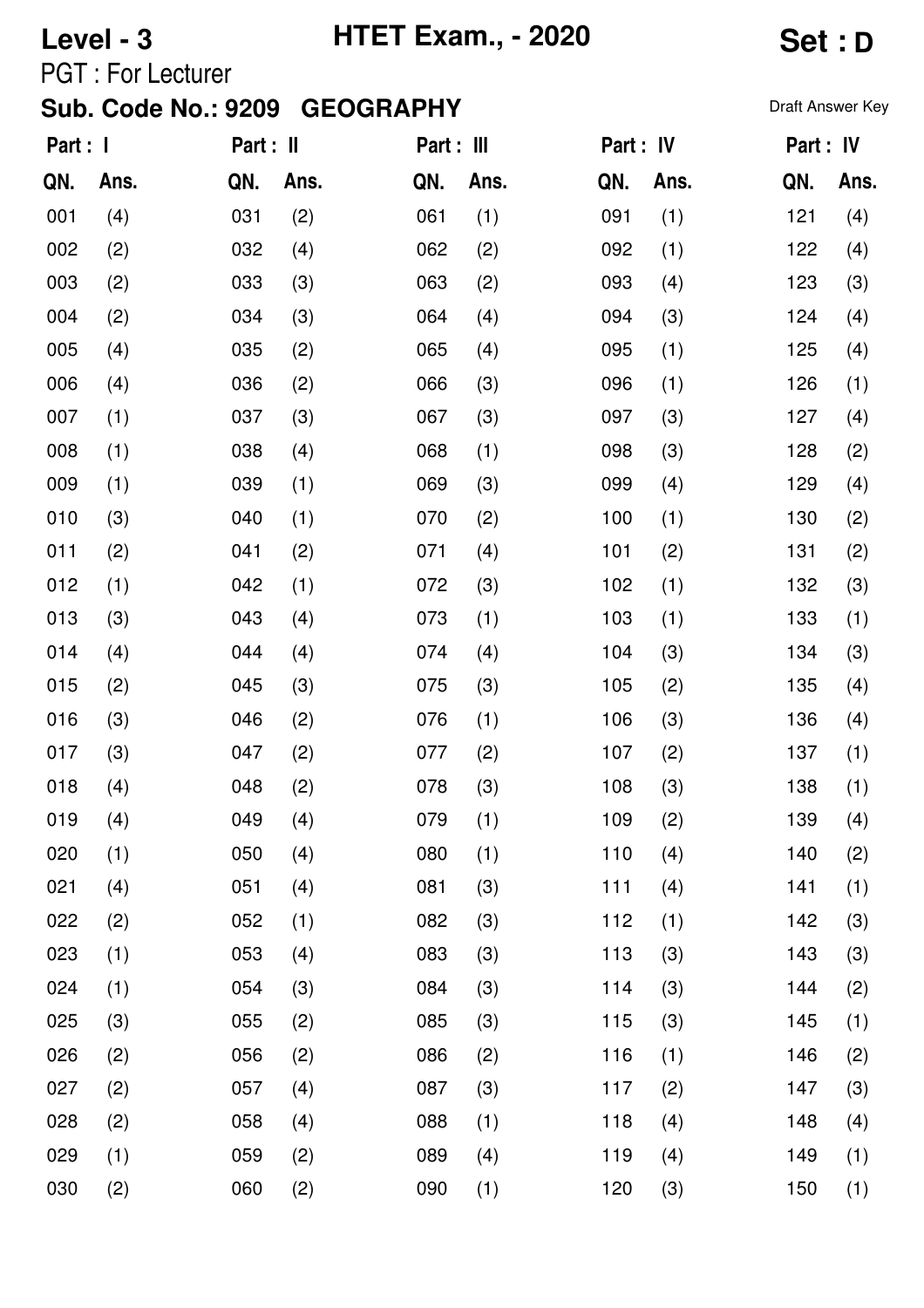**Level - 3** **HTET Exam., - 2020** **Set : D**

PGT : For Lecturer

**Sub. Code No.: 9209 GEOGRAPHY**

Draft Answer Key

| Part : I | | Part : II | | Part : III | | Part : IV | | Part : IV | |
|---|---|---|---|---|---|---|---|---|---|
| **QN.** | **Ans.** | **QN.** | **Ans.** | **QN.** | **Ans.** | **QN.** | **Ans.** | **QN.** | **Ans.** |
| 001 | (4) | 031 | (2) | 061 | (1) | 091 | (1) | 121 | (4) |
| 002 | (2) | 032 | (4) | 062 | (2) | 092 | (1) | 122 | (4) |
| 003 | (2) | 033 | (3) | 063 | (2) | 093 | (4) | 123 | (3) |
| 004 | (2) | 034 | (3) | 064 | (4) | 094 | (3) | 124 | (4) |
| 005 | (4) | 035 | (2) | 065 | (4) | 095 | (1) | 125 | (4) |
| 006 | (4) | 036 | (2) | 066 | (3) | 096 | (1) | 126 | (1) |
| 007 | (1) | 037 | (3) | 067 | (3) | 097 | (3) | 127 | (4) |
| 008 | (1) | 038 | (4) | 068 | (1) | 098 | (3) | 128 | (2) |
| 009 | (1) | 039 | (1) | 069 | (3) | 099 | (4) | 129 | (4) |
| 010 | (3) | 040 | (1) | 070 | (2) | 100 | (1) | 130 | (2) |
| 011 | (2) | 041 | (2) | 071 | (4) | 101 | (2) | 131 | (2) |
| 012 | (1) | 042 | (1) | 072 | (3) | 102 | (1) | 132 | (3) |
| 013 | (3) | 043 | (4) | 073 | (1) | 103 | (1) | 133 | (1) |
| 014 | (4) | 044 | (4) | 074 | (4) | 104 | (3) | 134 | (3) |
| 015 | (2) | 045 | (3) | 075 | (3) | 105 | (2) | 135 | (4) |
| 016 | (3) | 046 | (2) | 076 | (1) | 106 | (3) | 136 | (4) |
| 017 | (3) | 047 | (2) | 077 | (2) | 107 | (2) | 137 | (1) |
| 018 | (4) | 048 | (2) | 078 | (3) | 108 | (3) | 138 | (1) |
| 019 | (4) | 049 | (4) | 079 | (1) | 109 | (2) | 139 | (4) |
| 020 | (1) | 050 | (4) | 080 | (1) | 110 | (4) | 140 | (2) |
| 021 | (4) | 051 | (4) | 081 | (3) | 111 | (4) | 141 | (1) |
| 022 | (2) | 052 | (1) | 082 | (3) | 112 | (1) | 142 | (3) |
| 023 | (1) | 053 | (4) | 083 | (3) | 113 | (3) | 143 | (3) |
| 024 | (1) | 054 | (3) | 084 | (3) | 114 | (3) | 144 | (2) |
| 025 | (3) | 055 | (2) | 085 | (3) | 115 | (3) | 145 | (1) |
| 026 | (2) | 056 | (2) | 086 | (2) | 116 | (1) | 146 | (2) |
| 027 | (2) | 057 | (4) | 087 | (3) | 117 | (2) | 147 | (3) |
| 028 | (2) | 058 | (4) | 088 | (1) | 118 | (4) | 148 | (4) |
| 029 | (1) | 059 | (2) | 089 | (4) | 119 | (4) | 149 | (1) |
| 030 | (2) | 060 | (2) | 090 | (1) | 120 | (3) | 150 | (1) |